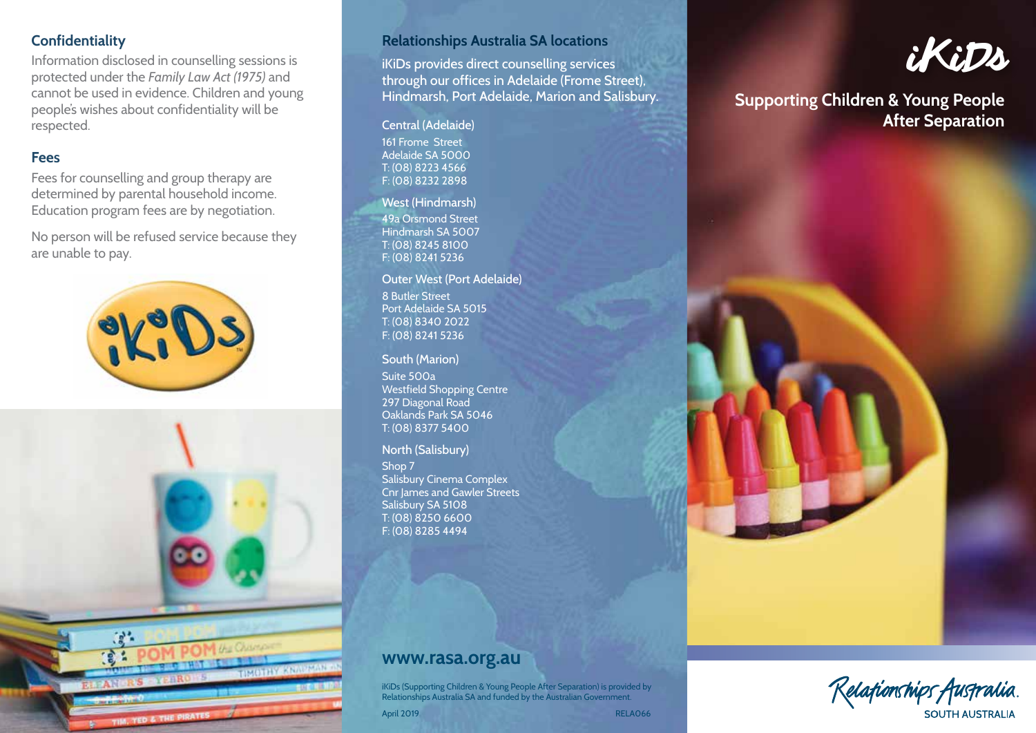## Confidentiality

Information disclosed in counselling sessions is protected under the *Family Law Act (1975)* and cannot be used in evidence. Children and young people's wishes about confidentiality will be respected.

## Fees

Fees for counselling and group therapy are determined by parental household income. Education program fees are by negotiation.

No person will be refused service because they are unable to pay.

## Relationships Australia SA locations

iKiDs provides direct counselling services through our offices in Adelaide (Frome Street), Hindmarsh, Port Adelaide, Marion and Salisbury.

### Central (Adelaide)

161 Frome Street
Adelaide SA 5000
T: (08) 8223 4566
F: (08) 8232 2898

### West (Hindmarsh)

49a Orsmond Street
Hindmarsh SA 5007
T: (08) 8245 8100
F: (08) 8241 5236

### Outer West (Port Adelaide)

8 Butler Street
Port Adelaide SA 5015
T: (08) 8340 2022
F: (08) 8241 5236

### South (Marion)

Suite 500a
Westfield Shopping Centre
297 Diagonal Road
Oaklands Park SA 5046
T: (08) 8377 5400

### North (Salisbury)

Shop 7
Salisbury Cinema Complex
Cnr James and Gawler Streets
Salisbury SA 5108
T: (08) 8250 6600
F: (08) 8285 4494

**www.rasa.org.au**

iKiDs (Supporting Children & Young People After Separation) is provided by Relationships Australia SA and funded by the Australian Government.

April 2019 RELA066

# iKiDs

## Supporting Children & Young People After Separation

Relationships Australia.
SOUTH AUSTRALIA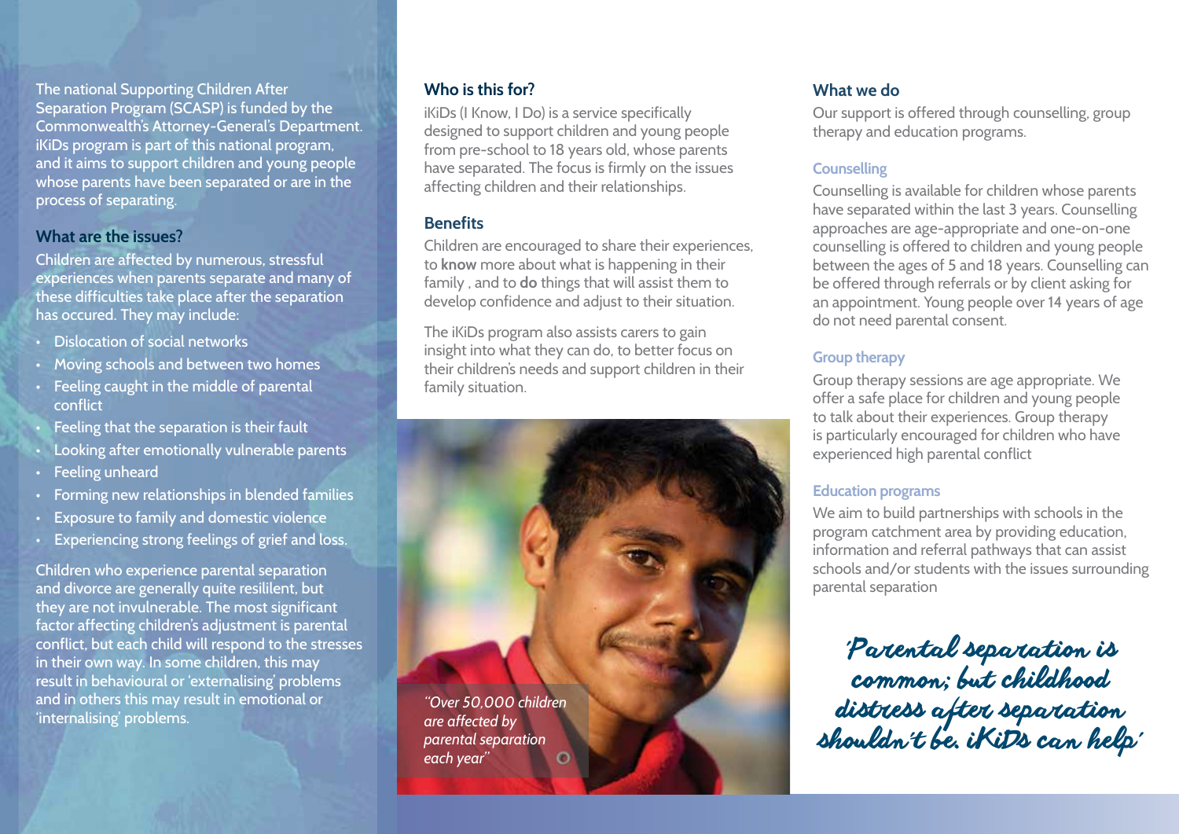The national Supporting Children After Separation Program (SCASP) is funded by the Commonwealth's Attorney-General's Department. iKiDs program is part of this national program, and it aims to support children and young people whose parents have been separated or are in the process of separating.

## What are the issues?

Children are affected by numerous, stressful experiences when parents separate and many of these difficulties take place after the separation has occured. They may include:

- Dislocation of social networks
- Moving schools and between two homes
- Feeling caught in the middle of parental conflict
- Feeling that the separation is their fault
- Looking after emotionally vulnerable parents
- Feeling unheard
- Forming new relationships in blended families
- Exposure to family and domestic violence
- Experiencing strong feelings of grief and loss.

Children who experience parental separation and divorce are generally quite resililent, but they are not invulnerable. The most significant factor affecting children's adjustment is parental conflict, but each child will respond to the stresses in their own way. In some children, this may result in behavioural or 'externalising' problems and in others this may result in emotional or 'internalising' problems.

## Who is this for?

iKiDs (I Know, I Do) is a service specifically designed to support children and young people from pre-school to 18 years old, whose parents have separated. The focus is firmly on the issues affecting children and their relationships.

## Benefits

Children are encouraged to share their experiences, to **know** more about what is happening in their family , and to **do** things that will assist them to develop confidence and adjust to their situation.

The iKiDs program also assists carers to gain insight into what they can do, to better focus on their children's needs and support children in their family situation.

*"Over 50,000 children are affected by parental separation each year"*

## What we do

Our support is offered through counselling, group therapy and education programs.

### Counselling

Counselling is available for children whose parents have separated within the last 3 years. Counselling approaches are age-appropriate and one-on-one counselling is offered to children and young people between the ages of 5 and 18 years. Counselling can be offered through referrals or by client asking for an appointment. Young people over 14 years of age do not need parental consent.

### Group therapy

Group therapy sessions are age appropriate. We offer a safe place for children and young people to talk about their experiences. Group therapy is particularly encouraged for children who have experienced high parental conflict

### Education programs

We aim to build partnerships with schools in the program catchment area by providing education, information and referral pathways that can assist schools and/or students with the issues surrounding parental separation

*'Parental separation is common; but childhood distress after separation shouldn't be. iKiDs can help'*